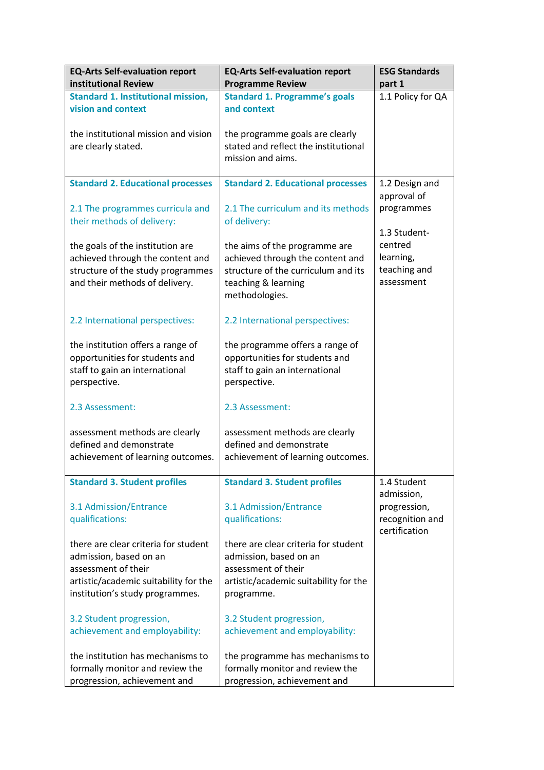| EQ-Arts Self-evaluation report institutional Review | EQ-Arts Self-evaluation report Programme Review | ESG Standards part 1 |
|---|---|---|
| **Standard 1. Institutional mission, vision and context**<br><br>the institutional mission and vision are clearly stated. | **Standard 1. Programme's goals and context**<br><br>the programme goals are clearly stated and reflect the institutional mission and aims. | 1.1 Policy for QA |
| **Standard 2. Educational processes**<br><br>2.1 The programmes curricula and their methods of delivery:<br><br>the goals of the institution are achieved through the content and structure of the study programmes and their methods of delivery.<br><br>2.2 International perspectives:<br><br>the institution offers a range of opportunities for students and staff to gain an international perspective.<br><br>2.3 Assessment:<br><br>assessment methods are clearly defined and demonstrate achievement of learning outcomes. | **Standard 2. Educational processes**<br><br>2.1 The curriculum and its methods of delivery:<br><br>the aims of the programme are achieved through the content and structure of the curriculum and its teaching & learning methodologies.<br><br>2.2 International perspectives:<br><br>the programme offers a range of opportunities for students and staff to gain an international perspective.<br><br>2.3 Assessment:<br><br>assessment methods are clearly defined and demonstrate achievement of learning outcomes. | 1.2 Design and approval of programmes<br><br>1.3 Student-centred learning, teaching and assessment |
| **Standard 3. Student profiles**<br><br>3.1 Admission/Entrance qualifications:<br><br>there are clear criteria for student admission, based on an assessment of their artistic/academic suitability for the institution's study programmes.<br><br>3.2 Student progression, achievement and employability:<br><br>the institution has mechanisms to formally monitor and review the progression, achievement and | **Standard 3. Student profiles**<br><br>3.1 Admission/Entrance qualifications:<br><br>there are clear criteria for student admission, based on an assessment of their artistic/academic suitability for the programme.<br><br>3.2 Student progression, achievement and employability:<br><br>the programme has mechanisms to formally monitor and review the progression, achievement and | 1.4 Student admission, progression, recognition and certification |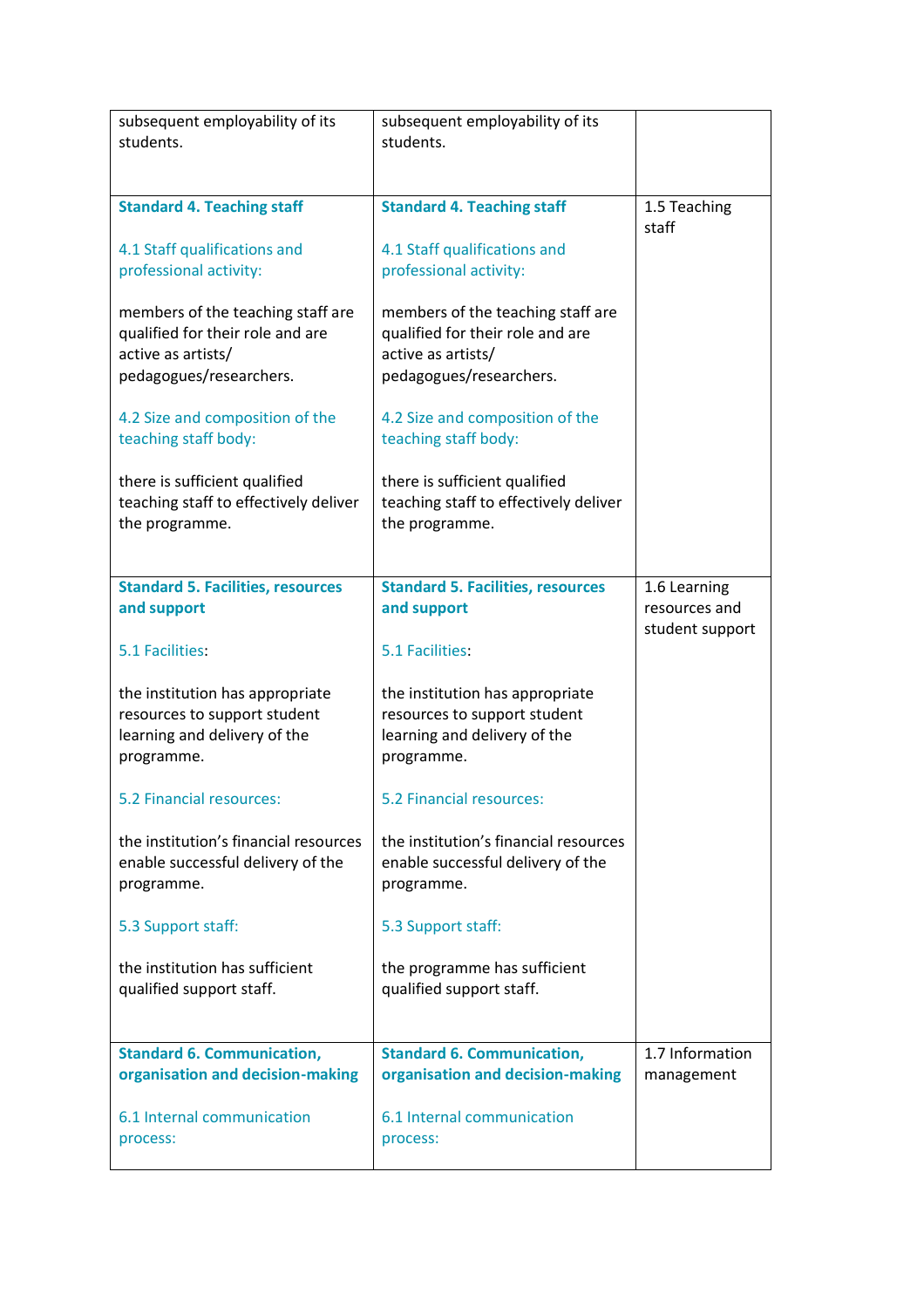| | | |
|---|---|---|
| subsequent employability of its students. | subsequent employability of its students. | |
| **Standard 4. Teaching staff**<br><br>4.1 Staff qualifications and professional activity:<br><br>members of the teaching staff are qualified for their role and are active as artists/ pedagogues/researchers.<br><br>4.2 Size and composition of the teaching staff body:<br><br>there is sufficient qualified teaching staff to effectively deliver the programme. | **Standard 4. Teaching staff**<br><br>4.1 Staff qualifications and professional activity:<br><br>members of the teaching staff are qualified for their role and are active as artists/ pedagogues/researchers.<br><br>4.2 Size and composition of the teaching staff body:<br><br>there is sufficient qualified teaching staff to effectively deliver the programme. | 1.5 Teaching staff |
| **Standard 5. Facilities, resources and support**<br><br>5.1 Facilities:<br><br>the institution has appropriate resources to support student learning and delivery of the programme.<br><br>5.2 Financial resources:<br><br>the institution's financial resources enable successful delivery of the programme.<br><br>5.3 Support staff:<br><br>the institution has sufficient qualified support staff. | **Standard 5. Facilities, resources and support**<br><br>5.1 Facilities:<br><br>the institution has appropriate resources to support student learning and delivery of the programme.<br><br>5.2 Financial resources:<br><br>the institution's financial resources enable successful delivery of the programme.<br><br>5.3 Support staff:<br><br>the programme has sufficient qualified support staff. | 1.6 Learning resources and student support |
| **Standard 6. Communication, organisation and decision-making**<br><br>6.1 Internal communication process: | **Standard 6. Communication, organisation and decision-making**<br><br>6.1 Internal communication process: | 1.7 Information management |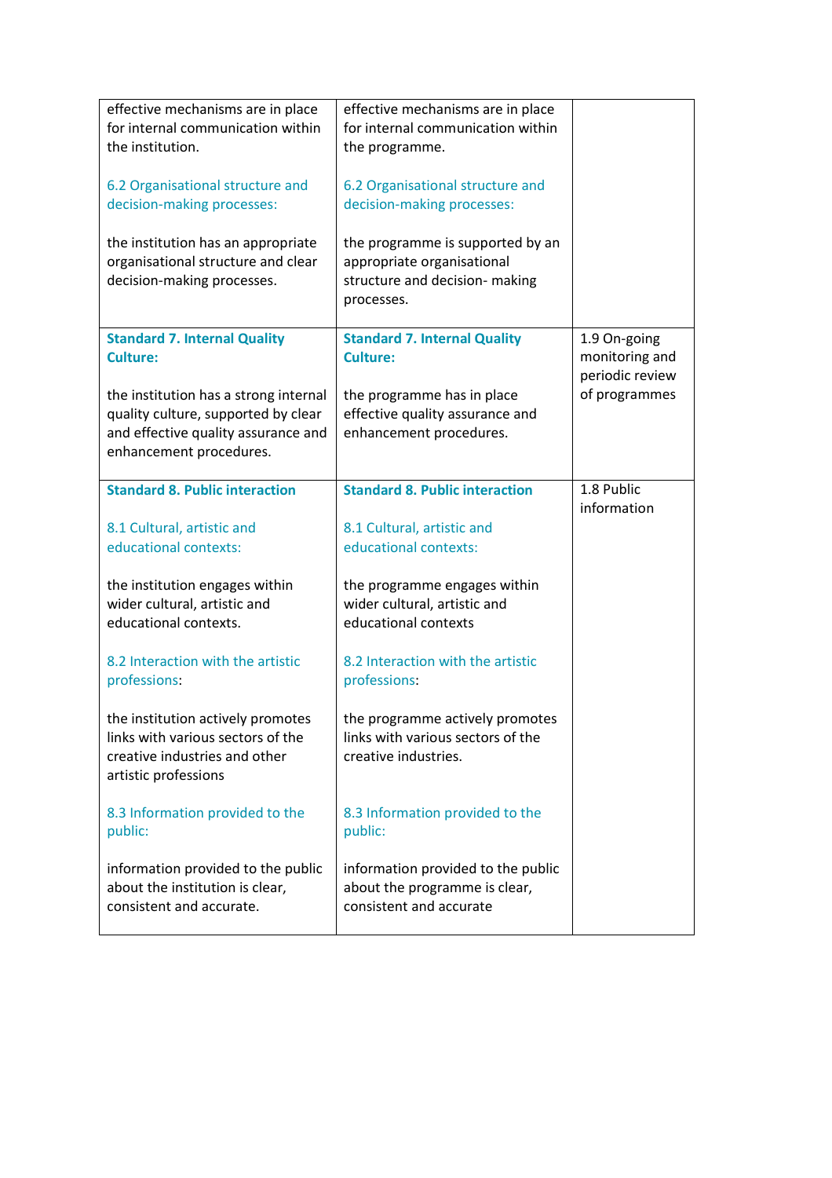| | | |
|---|---|---|
| effective mechanisms are in place for internal communication within the institution.<br><br>6.2 Organisational structure and decision-making processes:<br><br>the institution has an appropriate organisational structure and clear decision-making processes. | effective mechanisms are in place for internal communication within the programme.<br><br>6.2 Organisational structure and decision-making processes:<br><br>the programme is supported by an appropriate organisational structure and decision- making processes. | |
| **Standard 7. Internal Quality Culture:**<br><br>the institution has a strong internal quality culture, supported by clear and effective quality assurance and enhancement procedures. | **Standard 7. Internal Quality Culture:**<br><br>the programme has in place effective quality assurance and enhancement procedures. | 1.9 On-going monitoring and periodic review of programmes |
| **Standard 8. Public interaction**<br><br>8.1 Cultural, artistic and educational contexts:<br><br>the institution engages within wider cultural, artistic and educational contexts.<br><br>8.2 Interaction with the artistic professions:<br><br>the institution actively promotes links with various sectors of the creative industries and other artistic professions<br><br>8.3 Information provided to the public:<br><br>information provided to the public about the institution is clear, consistent and accurate. | **Standard 8. Public interaction**<br><br>8.1 Cultural, artistic and educational contexts:<br><br>the programme engages within wider cultural, artistic and educational contexts<br><br>8.2 Interaction with the artistic professions:<br><br>the programme actively promotes links with various sectors of the creative industries.<br><br>8.3 Information provided to the public:<br><br>information provided to the public about the programme is clear, consistent and accurate | 1.8 Public information |